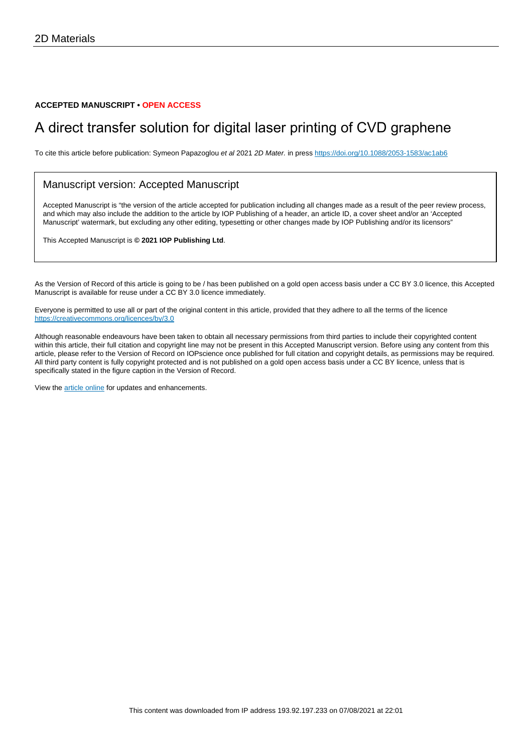2D Materials

**ACCEPTED MANUSCRIPT • OPEN ACCESS**

# A direct transfer solution for digital laser printing of CVD graphene

To cite this article before publication: Symeon Papazoglou *et al* 2021 *2D Mater.* in press https://doi.org/10.1088/2053-1583/ac1ab6

## Manuscript version: Accepted Manuscript

Accepted Manuscript is "the version of the article accepted for publication including all changes made as a result of the peer review process, and which may also include the addition to the article by IOP Publishing of a header, an article ID, a cover sheet and/or an 'Accepted Manuscript' watermark, but excluding any other editing, typesetting or other changes made by IOP Publishing and/or its licensors"

This Accepted Manuscript is **© 2021 IOP Publishing Ltd**.

As the Version of Record of this article is going to be / has been published on a gold open access basis under a CC BY 3.0 licence, this Accepted Manuscript is available for reuse under a CC BY 3.0 licence immediately.

Everyone is permitted to use all or part of the original content in this article, provided that they adhere to all the terms of the licence https://creativecommons.org/licences/by/3.0

Although reasonable endeavours have been taken to obtain all necessary permissions from third parties to include their copyrighted content within this article, their full citation and copyright line may not be present in this Accepted Manuscript version. Before using any content from this article, please refer to the Version of Record on IOPscience once published for full citation and copyright details, as permissions may be required. All third party content is fully copyright protected and is not published on a gold open access basis under a CC BY licence, unless that is specifically stated in the figure caption in the Version of Record.

View the article online for updates and enhancements.

This content was downloaded from IP address 193.92.197.233 on 07/08/2021 at 22:01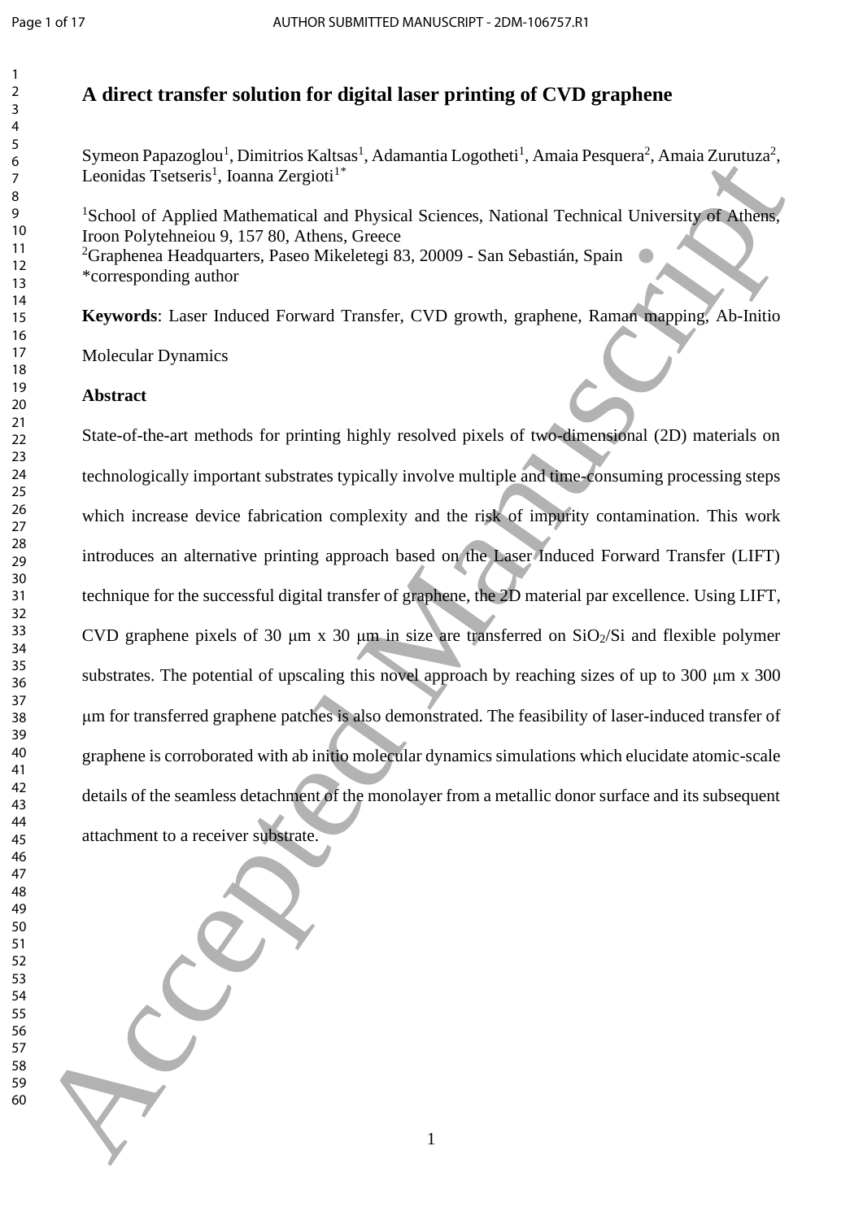# A direct transfer solution for digital laser printing of CVD graphene

Symeon Papazoglou[1], Dimitrios Kaltsas[1], Adamantia Logotheti[1], Amaia Pesquera[2], Amaia Zurutuza[2], Leonidas Tsetseris[1], Ioanna Zergioti[1*]

[1]School of Applied Mathematical and Physical Sciences, National Technical University of Athens, Iroon Polytehneiou 9, 157 80, Athens, Greece

[2]Graphenea Headquarters, Paseo Mikeletegi 83, 20009 - San Sebastián, Spain

*corresponding author

**Keywords**: Laser Induced Forward Transfer, CVD growth, graphene, Raman mapping, Ab-Initio Molecular Dynamics

## Abstract

State-of-the-art methods for printing highly resolved pixels of two-dimensional (2D) materials on technologically important substrates typically involve multiple and time-consuming processing steps which increase device fabrication complexity and the risk of impurity contamination. This work introduces an alternative printing approach based on the Laser Induced Forward Transfer (LIFT) technique for the successful digital transfer of graphene, the 2D material par excellence. Using LIFT, CVD graphene pixels of 30 μm x 30 μm in size are transferred on $SiO_2$/Si and flexible polymer substrates. The potential of upscaling this novel approach by reaching sizes of up to 300 μm x 300 μm for transferred graphene patches is also demonstrated. The feasibility of laser-induced transfer of graphene is corroborated with ab initio molecular dynamics simulations which elucidate atomic-scale details of the seamless detachment of the monolayer from a metallic donor surface and its subsequent attachment to a receiver substrate.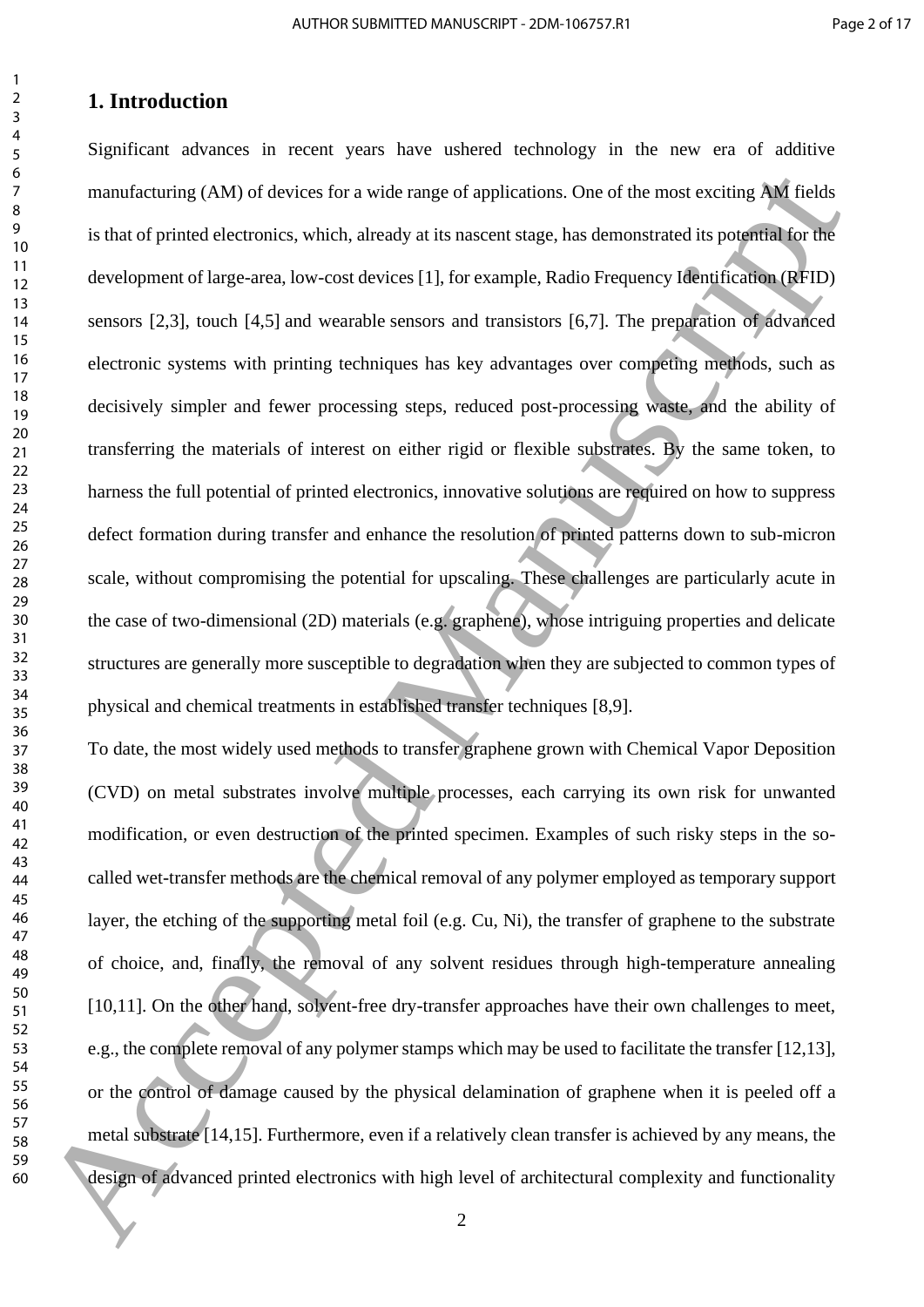# 1. Introduction

Significant advances in recent years have ushered technology in the new era of additive manufacturing (AM) of devices for a wide range of applications. One of the most exciting AM fields is that of printed electronics, which, already at its nascent stage, has demonstrated its potential for the development of large-area, low-cost devices [1], for example, Radio Frequency Identification (RFID) sensors [2,3], touch [4,5] and wearable sensors and transistors [6,7]. The preparation of advanced electronic systems with printing techniques has key advantages over competing methods, such as decisively simpler and fewer processing steps, reduced post-processing waste, and the ability of transferring the materials of interest on either rigid or flexible substrates. By the same token, to harness the full potential of printed electronics, innovative solutions are required on how to suppress defect formation during transfer and enhance the resolution of printed patterns down to sub-micron scale, without compromising the potential for upscaling. These challenges are particularly acute in the case of two-dimensional (2D) materials (e.g. graphene), whose intriguing properties and delicate structures are generally more susceptible to degradation when they are subjected to common types of physical and chemical treatments in established transfer techniques [8,9].

To date, the most widely used methods to transfer graphene grown with Chemical Vapor Deposition (CVD) on metal substrates involve multiple processes, each carrying its own risk for unwanted modification, or even destruction of the printed specimen. Examples of such risky steps in the so-called wet-transfer methods are the chemical removal of any polymer employed as temporary support layer, the etching of the supporting metal foil (e.g. Cu, Ni), the transfer of graphene to the substrate of choice, and, finally, the removal of any solvent residues through high-temperature annealing [10,11]. On the other hand, solvent-free dry-transfer approaches have their own challenges to meet, e.g., the complete removal of any polymer stamps which may be used to facilitate the transfer [12,13], or the control of damage caused by the physical delamination of graphene when it is peeled off a metal substrate [14,15]. Furthermore, even if a relatively clean transfer is achieved by any means, the design of advanced printed electronics with high level of architectural complexity and functionality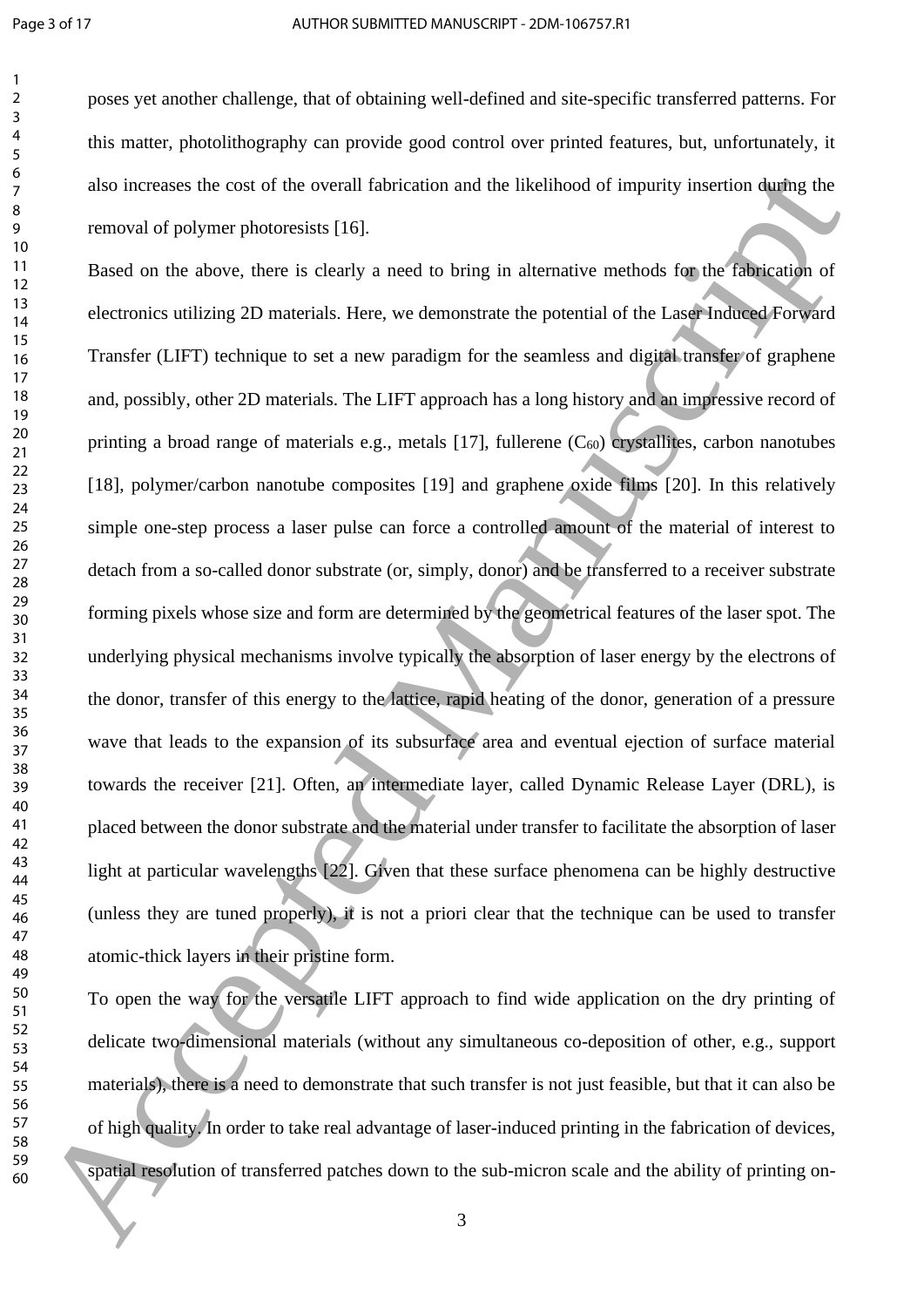poses yet another challenge, that of obtaining well-defined and site-specific transferred patterns. For this matter, photolithography can provide good control over printed features, but, unfortunately, it also increases the cost of the overall fabrication and the likelihood of impurity insertion during the removal of polymer photoresists [16].

Based on the above, there is clearly a need to bring in alternative methods for the fabrication of electronics utilizing 2D materials. Here, we demonstrate the potential of the Laser Induced Forward Transfer (LIFT) technique to set a new paradigm for the seamless and digital transfer of graphene and, possibly, other 2D materials. The LIFT approach has a long history and an impressive record of printing a broad range of materials e.g., metals [17], fullerene ($C_{60}$) crystallites, carbon nanotubes [18], polymer/carbon nanotube composites [19] and graphene oxide films [20]. In this relatively simple one-step process a laser pulse can force a controlled amount of the material of interest to detach from a so-called donor substrate (or, simply, donor) and be transferred to a receiver substrate forming pixels whose size and form are determined by the geometrical features of the laser spot. The underlying physical mechanisms involve typically the absorption of laser energy by the electrons of the donor, transfer of this energy to the lattice, rapid heating of the donor, generation of a pressure wave that leads to the expansion of its subsurface area and eventual ejection of surface material towards the receiver [21]. Often, an intermediate layer, called Dynamic Release Layer (DRL), is placed between the donor substrate and the material under transfer to facilitate the absorption of laser light at particular wavelengths [22]. Given that these surface phenomena can be highly destructive (unless they are tuned properly), it is not a priori clear that the technique can be used to transfer atomic-thick layers in their pristine form.

To open the way for the versatile LIFT approach to find wide application on the dry printing of delicate two-dimensional materials (without any simultaneous co-deposition of other, e.g., support materials), there is a need to demonstrate that such transfer is not just feasible, but that it can also be of high quality. In order to take real advantage of laser-induced printing in the fabrication of devices, spatial resolution of transferred patches down to the sub-micron scale and the ability of printing on-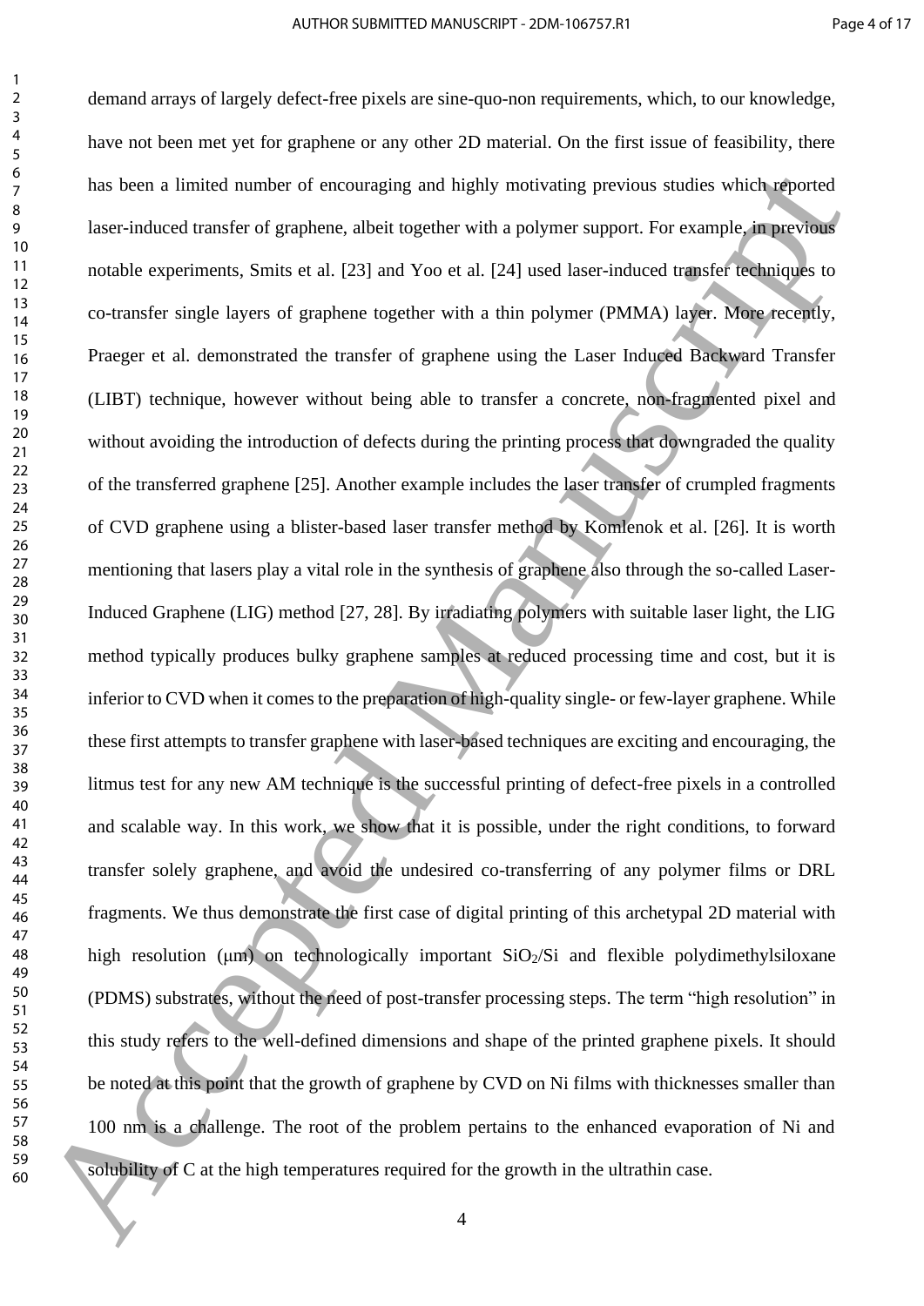demand arrays of largely defect-free pixels are sine-quo-non requirements, which, to our knowledge, have not been met yet for graphene or any other 2D material. On the first issue of feasibility, there has been a limited number of encouraging and highly motivating previous studies which reported laser-induced transfer of graphene, albeit together with a polymer support. For example, in previous notable experiments, Smits et al. [23] and Yoo et al. [24] used laser-induced transfer techniques to co-transfer single layers of graphene together with a thin polymer (PMMA) layer. More recently, Praeger et al. demonstrated the transfer of graphene using the Laser Induced Backward Transfer (LIBT) technique, however without being able to transfer a concrete, non-fragmented pixel and without avoiding the introduction of defects during the printing process that downgraded the quality of the transferred graphene [25]. Another example includes the laser transfer of crumpled fragments of CVD graphene using a blister-based laser transfer method by Komlenok et al. [26]. It is worth mentioning that lasers play a vital role in the synthesis of graphene also through the so-called Laser-Induced Graphene (LIG) method [27, 28]. By irradiating polymers with suitable laser light, the LIG method typically produces bulky graphene samples at reduced processing time and cost, but it is inferior to CVD when it comes to the preparation of high-quality single- or few-layer graphene. While these first attempts to transfer graphene with laser-based techniques are exciting and encouraging, the litmus test for any new AM technique is the successful printing of defect-free pixels in a controlled and scalable way. In this work, we show that it is possible, under the right conditions, to forward transfer solely graphene, and avoid the undesired co-transferring of any polymer films or DRL fragments. We thus demonstrate the first case of digital printing of this archetypal 2D material with high resolution (μm) on technologically important $SiO_2/Si$ and flexible polydimethylsiloxane (PDMS) substrates, without the need of post-transfer processing steps. The term "high resolution" in this study refers to the well-defined dimensions and shape of the printed graphene pixels. It should be noted at this point that the growth of graphene by CVD on Ni films with thicknesses smaller than 100 nm is a challenge. The root of the problem pertains to the enhanced evaporation of Ni and solubility of C at the high temperatures required for the growth in the ultrathin case.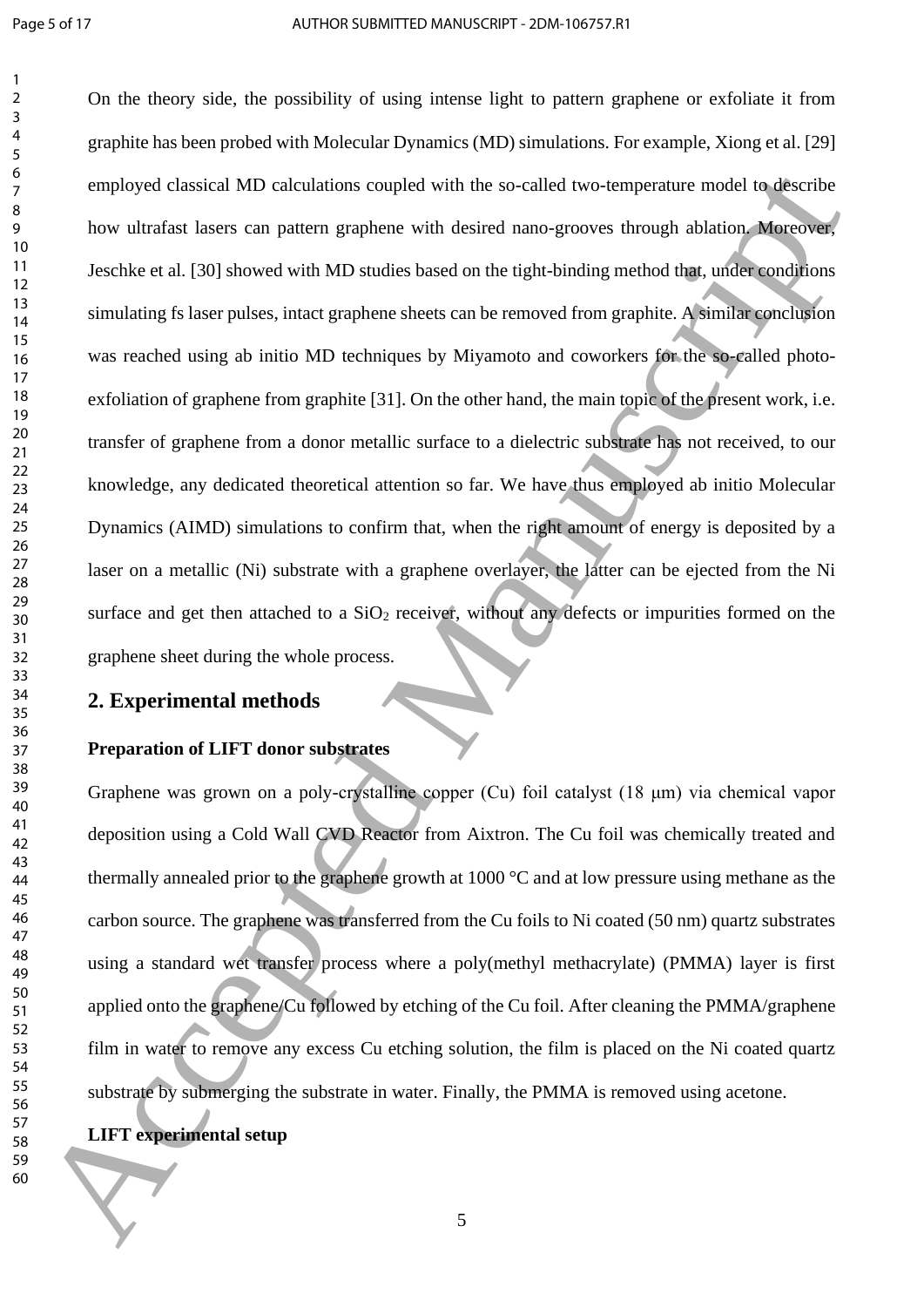On the theory side, the possibility of using intense light to pattern graphene or exfoliate it from graphite has been probed with Molecular Dynamics (MD) simulations. For example, Xiong et al. [29] employed classical MD calculations coupled with the so-called two-temperature model to describe how ultrafast lasers can pattern graphene with desired nano-grooves through ablation. Moreover, Jeschke et al. [30] showed with MD studies based on the tight-binding method that, under conditions simulating fs laser pulses, intact graphene sheets can be removed from graphite. A similar conclusion was reached using ab initio MD techniques by Miyamoto and coworkers for the so-called photo-exfoliation of graphene from graphite [31]. On the other hand, the main topic of the present work, i.e. transfer of graphene from a donor metallic surface to a dielectric substrate has not received, to our knowledge, any dedicated theoretical attention so far. We have thus employed ab initio Molecular Dynamics (AIMD) simulations to confirm that, when the right amount of energy is deposited by a laser on a metallic (Ni) substrate with a graphene overlayer, the latter can be ejected from the Ni surface and get then attached to a $SiO_2$ receiver, without any defects or impurities formed on the graphene sheet during the whole process.

## 2. Experimental methods

**Preparation of LIFT donor substrates**

Graphene was grown on a poly-crystalline copper (Cu) foil catalyst (18 μm) via chemical vapor deposition using a Cold Wall CVD Reactor from Aixtron. The Cu foil was chemically treated and thermally annealed prior to the graphene growth at 1000 °C and at low pressure using methane as the carbon source. The graphene was transferred from the Cu foils to Ni coated (50 nm) quartz substrates using a standard wet transfer process where a poly(methyl methacrylate) (PMMA) layer is first applied onto the graphene/Cu followed by etching of the Cu foil. After cleaning the PMMA/graphene film in water to remove any excess Cu etching solution, the film is placed on the Ni coated quartz substrate by submerging the substrate in water. Finally, the PMMA is removed using acetone.

**LIFT experimental setup**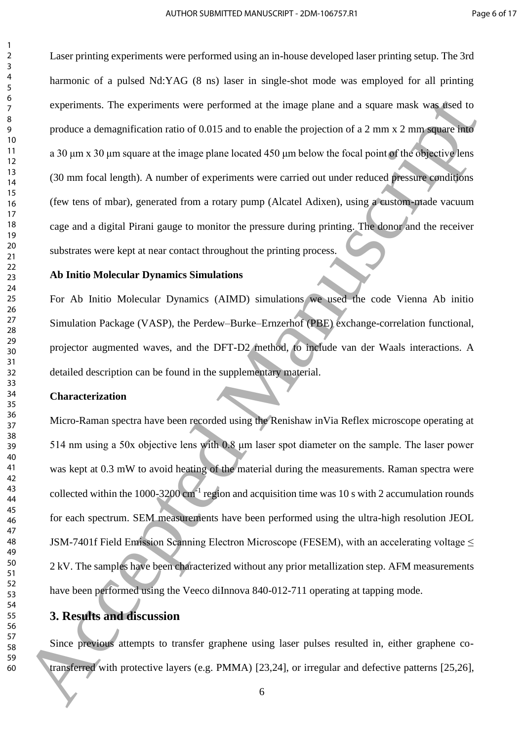Laser printing experiments were performed using an in-house developed laser printing setup. The 3rd harmonic of a pulsed Nd:YAG (8 ns) laser in single-shot mode was employed for all printing experiments. The experiments were performed at the image plane and a square mask was used to produce a demagnification ratio of 0.015 and to enable the projection of a 2 mm x 2 mm square into a 30 μm x 30 μm square at the image plane located 450 μm below the focal point of the objective lens (30 mm focal length). A number of experiments were carried out under reduced pressure conditions (few tens of mbar), generated from a rotary pump (Alcatel Adixen), using a custom-made vacuum cage and a digital Pirani gauge to monitor the pressure during printing. The donor and the receiver substrates were kept at near contact throughout the printing process.

**Ab Initio Molecular Dynamics Simulations**

For Ab Initio Molecular Dynamics (AIMD) simulations we used the code Vienna Ab initio Simulation Package (VASP), the Perdew–Burke–Ernzerhof (PBE) exchange-correlation functional, projector augmented waves, and the DFT-D2 method, to include van der Waals interactions. A detailed description can be found in the supplementary material.

**Characterization**

Micro-Raman spectra have been recorded using the Renishaw inVia Reflex microscope operating at 514 nm using a 50x objective lens with 0.8 μm laser spot diameter on the sample. The laser power was kept at 0.3 mW to avoid heating of the material during the measurements. Raman spectra were collected within the 1000-3200 $cm^{-1}$ region and acquisition time was 10 s with 2 accumulation rounds for each spectrum. SEM measurements have been performed using the ultra-high resolution JEOL JSM-7401f Field Emission Scanning Electron Microscope (FESEM), with an accelerating voltage $\leq$ 2 kV. The samples have been characterized without any prior metallization step. AFM measurements have been performed using the Veeco diInnova 840-012-711 operating at tapping mode.

## 3. Results and discussion

Since previous attempts to transfer graphene using laser pulses resulted in, either graphene co-transferred with protective layers (e.g. PMMA) [23,24], or irregular and defective patterns [25,26],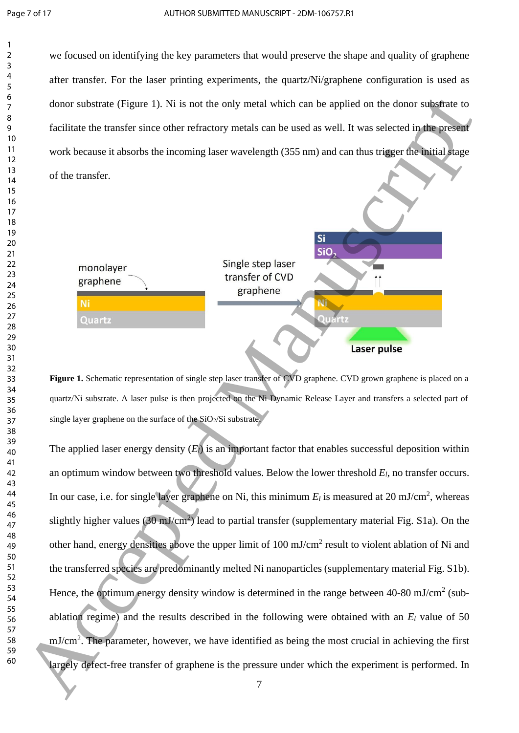we focused on identifying the key parameters that would preserve the shape and quality of graphene after transfer. For the laser printing experiments, the quartz/Ni/graphene configuration is used as donor substrate (Figure 1). Ni is not the only metal which can be applied on the donor substrate to facilitate the transfer since other refractory metals can be used as well. It was selected in the present work because it absorbs the incoming laser wavelength (355 nm) and can thus trigger the initial stage of the transfer.

**Figure 1.** Schematic representation of single step laser transfer of CVD graphene. CVD grown graphene is placed on a quartz/Ni substrate. A laser pulse is then projected on the Ni Dynamic Release Layer and transfers a selected part of single layer graphene on the surface of the $SiO_2$/Si substrate.

The applied laser energy density ($E_l$) is an important factor that enables successful deposition within an optimum window between two threshold values. Below the lower threshold $E_l$, no transfer occurs. In our case, i.e. for single layer graphene on Ni, this minimum $E_l$ is measured at 20 mJ/cm$^2$, whereas slightly higher values (30 mJ/cm$^2$) lead to partial transfer (supplementary material Fig. S1a). On the other hand, energy densities above the upper limit of 100 mJ/cm$^2$ result to violent ablation of Ni and the transferred species are predominantly melted Ni nanoparticles (supplementary material Fig. S1b). Hence, the optimum energy density window is determined in the range between 40-80 mJ/cm$^2$ (sub-ablation regime) and the results described in the following were obtained with an $E_l$ value of 50 mJ/cm$^2$. The parameter, however, we have identified as being the most crucial in achieving the first largely defect-free transfer of graphene is the pressure under which the experiment is performed. In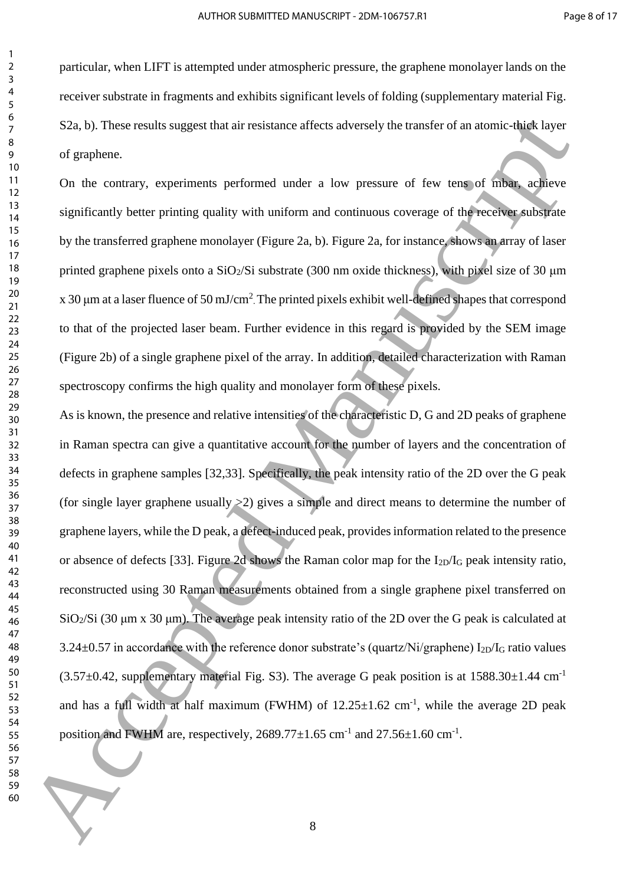particular, when LIFT is attempted under atmospheric pressure, the graphene monolayer lands on the receiver substrate in fragments and exhibits significant levels of folding (supplementary material Fig. S2a, b). These results suggest that air resistance affects adversely the transfer of an atomic-thick layer of graphene.

On the contrary, experiments performed under a low pressure of few tens of mbar, achieve significantly better printing quality with uniform and continuous coverage of the receiver substrate by the transferred graphene monolayer (Figure 2a, b). Figure 2a, for instance, shows an array of laser printed graphene pixels onto a $SiO_2$/Si substrate (300 nm oxide thickness), with pixel size of 30 μm x 30 μm at a laser fluence of 50 mJ/cm$^2$. The printed pixels exhibit well-defined shapes that correspond to that of the projected laser beam. Further evidence in this regard is provided by the SEM image (Figure 2b) of a single graphene pixel of the array. In addition, detailed characterization with Raman spectroscopy confirms the high quality and monolayer form of these pixels.

As is known, the presence and relative intensities of the characteristic D, G and 2D peaks of graphene in Raman spectra can give a quantitative account for the number of layers and the concentration of defects in graphene samples [32,33]. Specifically, the peak intensity ratio of the 2D over the G peak (for single layer graphene usually >2) gives a simple and direct means to determine the number of graphene layers, while the D peak, a defect-induced peak, provides information related to the presence or absence of defects [33]. Figure 2d shows the Raman color map for the $I_{2D}/I_G$ peak intensity ratio, reconstructed using 30 Raman measurements obtained from a single graphene pixel transferred on $SiO_2$/Si (30 μm x 30 μm). The average peak intensity ratio of the 2D over the G peak is calculated at 3.24±0.57 in accordance with the reference donor substrate's (quartz/Ni/graphene) $I_{2D}/I_G$ ratio values (3.57±0.42, supplementary material Fig. S3). The average G peak position is at 1588.30±1.44 cm$^{-1}$ and has a full width at half maximum (FWHM) of 12.25±1.62 cm$^{-1}$, while the average 2D peak position and FWHM are, respectively, 2689.77±1.65 cm$^{-1}$ and 27.56±1.60 cm$^{-1}$.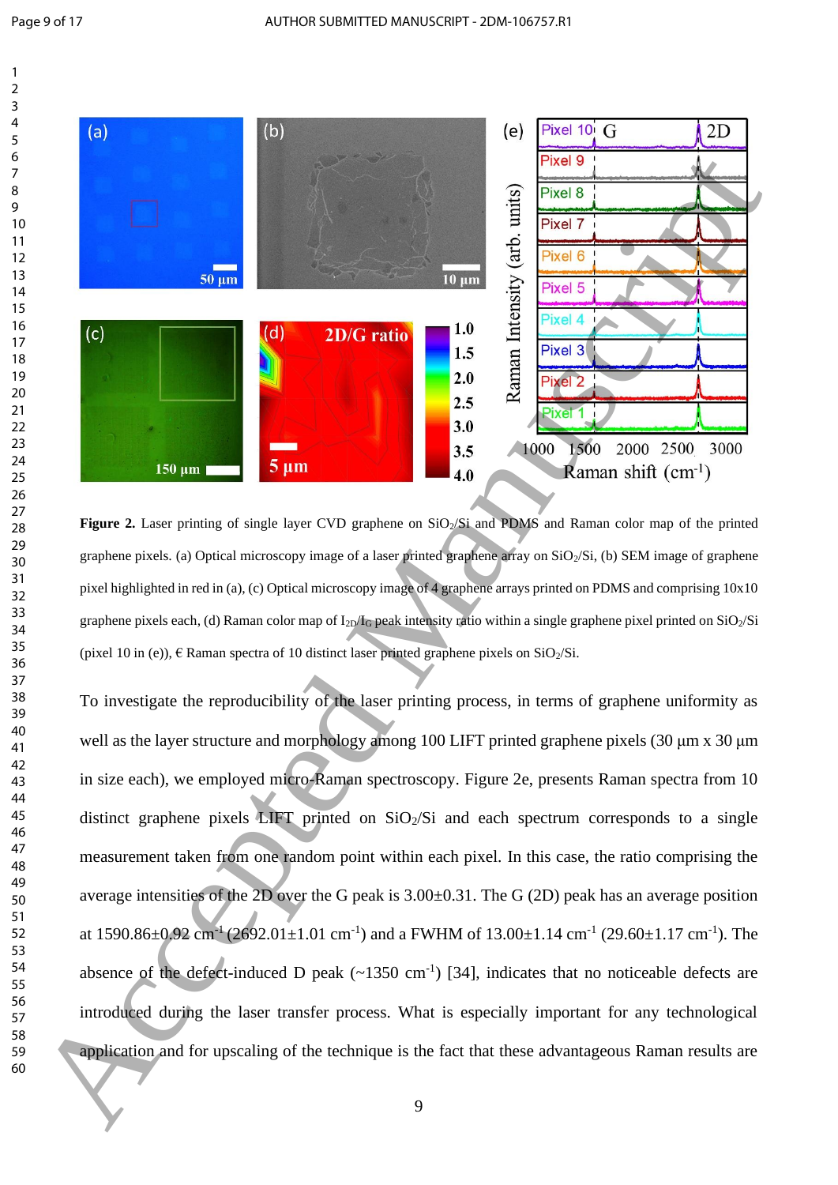**Figure 2.** Laser printing of single layer CVD graphene on $SiO_2/Si$ and PDMS and Raman color map of the printed graphene pixels. (a) Optical microscopy image of a laser printed graphene array on $SiO_2/Si$, (b) SEM image of graphene pixel highlighted in red in (a), (c) Optical microscopy image of 4 graphene arrays printed on PDMS and comprising 10x10 graphene pixels each, (d) Raman color map of $I_{2D}/I_G$ peak intensity ratio within a single graphene pixel printed on $SiO_2/Si$ (pixel 10 in (e)), € Raman spectra of 10 distinct laser printed graphene pixels on $SiO_2/Si$.

To investigate the reproducibility of the laser printing process, in terms of graphene uniformity as well as the layer structure and morphology among 100 LIFT printed graphene pixels (30 μm x 30 μm in size each), we employed micro-Raman spectroscopy. Figure 2e, presents Raman spectra from 10 distinct graphene pixels LIFT printed on $SiO_2/Si$ and each spectrum corresponds to a single measurement taken from one random point within each pixel. In this case, the ratio comprising the average intensities of the 2D over the G peak is 3.00±0.31. The G (2D) peak has an average position at 1590.86±0.92 $cm^{-1}$ (2692.01±1.01 $cm^{-1}$) and a FWHM of 13.00±1.14 $cm^{-1}$ (29.60±1.17 $cm^{-1}$). The absence of the defect-induced D peak (~1350 $cm^{-1}$) [34], indicates that no noticeable defects are introduced during the laser transfer process. What is especially important for any technological application and for upscaling of the technique is the fact that these advantageous Raman results are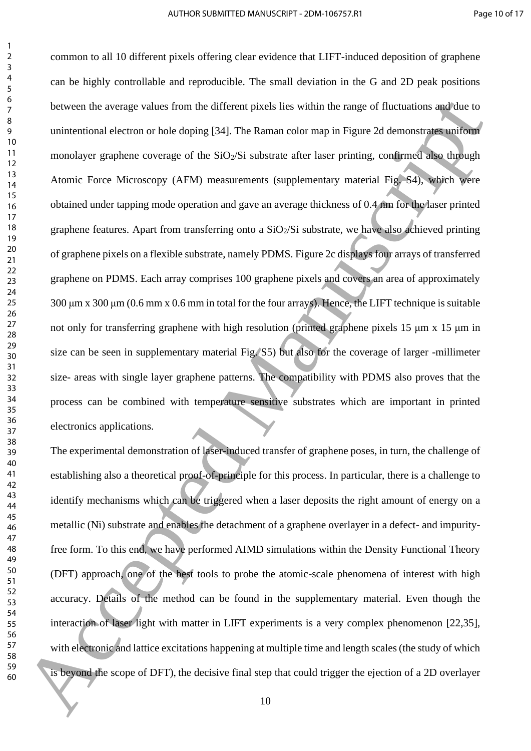common to all 10 different pixels offering clear evidence that LIFT-induced deposition of graphene can be highly controllable and reproducible. The small deviation in the G and 2D peak positions between the average values from the different pixels lies within the range of fluctuations and due to unintentional electron or hole doping [34]. The Raman color map in Figure 2d demonstrates uniform monolayer graphene coverage of the $SiO_2$/Si substrate after laser printing, confirmed also through Atomic Force Microscopy (AFM) measurements (supplementary material Fig. S4), which were obtained under tapping mode operation and gave an average thickness of 0.4 nm for the laser printed graphene features. Apart from transferring onto a $SiO_2$/Si substrate, we have also achieved printing of graphene pixels on a flexible substrate, namely PDMS. Figure 2c displays four arrays of transferred graphene on PDMS. Each array comprises 100 graphene pixels and covers an area of approximately 300 μm x 300 μm (0.6 mm x 0.6 mm in total for the four arrays). Hence, the LIFT technique is suitable not only for transferring graphene with high resolution (printed graphene pixels 15 μm x 15 μm in size can be seen in supplementary material Fig. S5) but also for the coverage of larger -millimeter size- areas with single layer graphene patterns. The compatibility with PDMS also proves that the process can be combined with temperature sensitive substrates which are important in printed electronics applications.

The experimental demonstration of laser-induced transfer of graphene poses, in turn, the challenge of establishing also a theoretical proof-of-principle for this process. In particular, there is a challenge to identify mechanisms which can be triggered when a laser deposits the right amount of energy on a metallic (Ni) substrate and enables the detachment of a graphene overlayer in a defect- and impurity-free form. To this end, we have performed AIMD simulations within the Density Functional Theory (DFT) approach, one of the best tools to probe the atomic-scale phenomena of interest with high accuracy. Details of the method can be found in the supplementary material. Even though the interaction of laser light with matter in LIFT experiments is a very complex phenomenon [22,35], with electronic and lattice excitations happening at multiple time and length scales (the study of which is beyond the scope of DFT), the decisive final step that could trigger the ejection of a 2D overlayer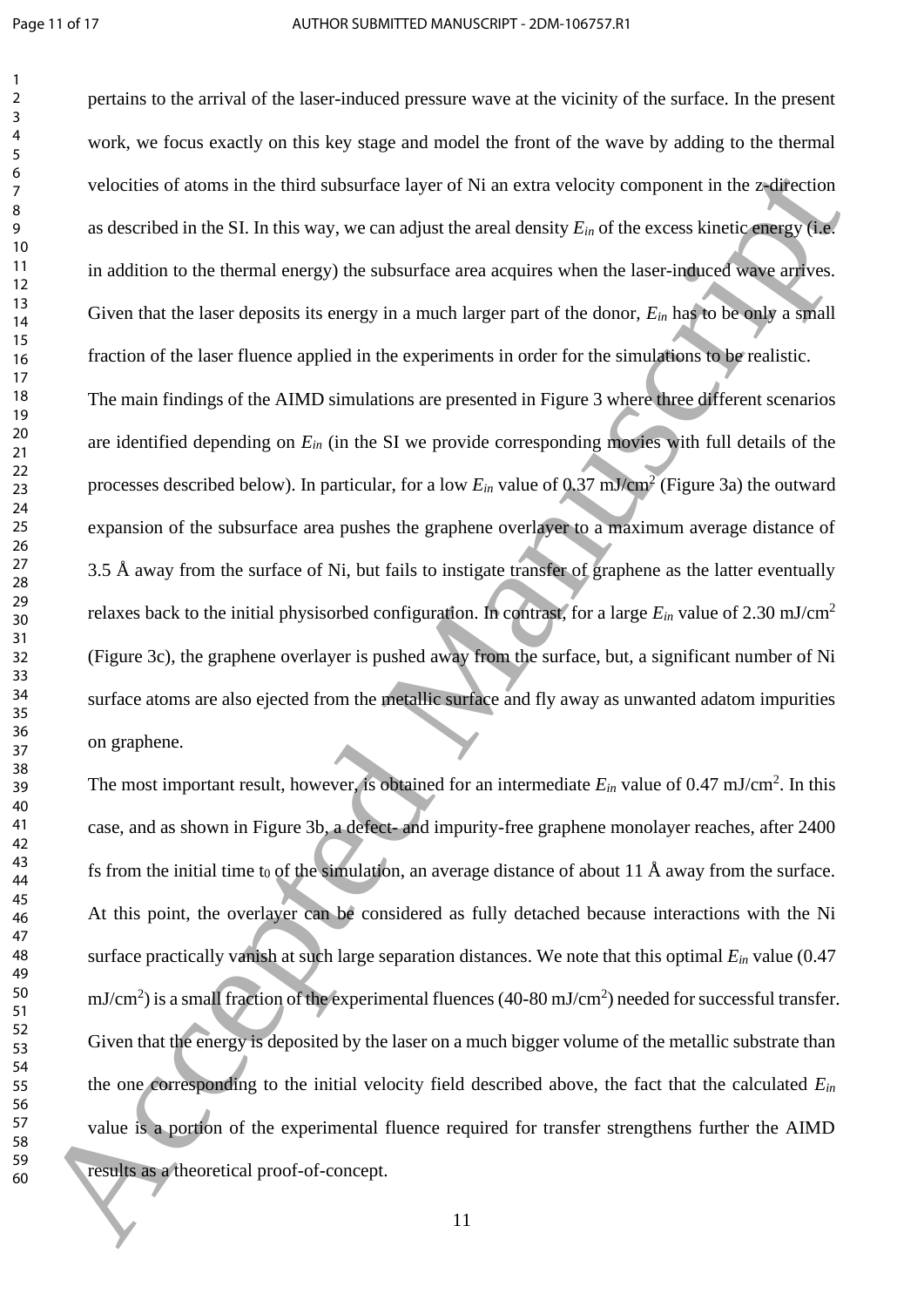pertains to the arrival of the laser-induced pressure wave at the vicinity of the surface. In the present work, we focus exactly on this key stage and model the front of the wave by adding to the thermal velocities of atoms in the third subsurface layer of Ni an extra velocity component in the z-direction as described in the SI. In this way, we can adjust the areal density $E_{in}$ of the excess kinetic energy (i.e. in addition to the thermal energy) the subsurface area acquires when the laser-induced wave arrives. Given that the laser deposits its energy in a much larger part of the donor, $E_{in}$ has to be only a small fraction of the laser fluence applied in the experiments in order for the simulations to be realistic.

The main findings of the AIMD simulations are presented in Figure 3 where three different scenarios are identified depending on $E_{in}$ (in the SI we provide corresponding movies with full details of the processes described below). In particular, for a low $E_{in}$ value of 0.37 mJ/cm$^2$ (Figure 3a) the outward expansion of the subsurface area pushes the graphene overlayer to a maximum average distance of 3.5 Å away from the surface of Ni, but fails to instigate transfer of graphene as the latter eventually relaxes back to the initial physisorbed configuration. In contrast, for a large $E_{in}$ value of 2.30 mJ/cm$^2$ (Figure 3c), the graphene overlayer is pushed away from the surface, but, a significant number of Ni surface atoms are also ejected from the metallic surface and fly away as unwanted adatom impurities on graphene.

The most important result, however, is obtained for an intermediate $E_{in}$ value of 0.47 mJ/cm$^2$. In this case, and as shown in Figure 3b, a defect- and impurity-free graphene monolayer reaches, after 2400 fs from the initial time $t_0$ of the simulation, an average distance of about 11 Å away from the surface. At this point, the overlayer can be considered as fully detached because interactions with the Ni surface practically vanish at such large separation distances. We note that this optimal $E_{in}$ value (0.47 mJ/cm$^2$) is a small fraction of the experimental fluences (40-80 mJ/cm$^2$) needed for successful transfer. Given that the energy is deposited by the laser on a much bigger volume of the metallic substrate than the one corresponding to the initial velocity field described above, the fact that the calculated $E_{in}$ value is a portion of the experimental fluence required for transfer strengthens further the AIMD results as a theoretical proof-of-concept.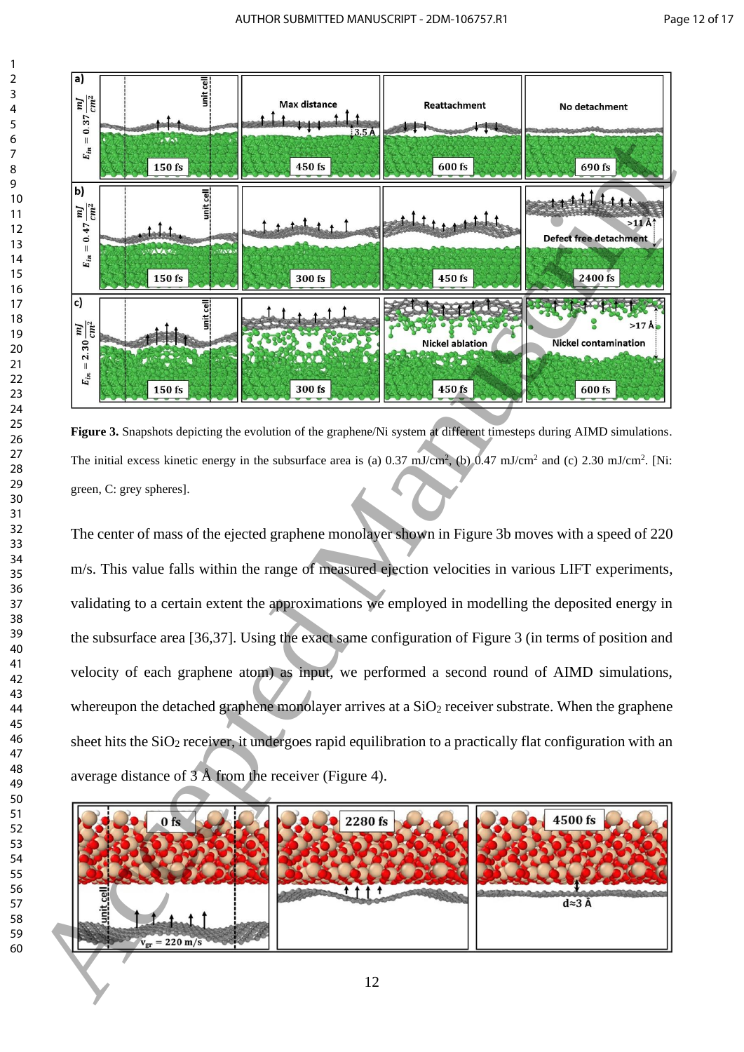**Figure 3.** Snapshots depicting the evolution of the graphene/Ni system at different timesteps during AIMD simulations. The initial excess kinetic energy in the subsurface area is (a) 0.37 mJ/cm$^2$, (b) 0.47 mJ/cm$^2$ and (c) 2.30 mJ/cm$^2$. [Ni: green, C: grey spheres].

The center of mass of the ejected graphene monolayer shown in Figure 3b moves with a speed of 220 m/s. This value falls within the range of measured ejection velocities in various LIFT experiments, validating to a certain extent the approximations we employed in modelling the deposited energy in the subsurface area [36,37]. Using the exact same configuration of Figure 3 (in terms of position and velocity of each graphene atom) as input, we performed a second round of AIMD simulations, whereupon the detached graphene monolayer arrives at a $SiO_2$ receiver substrate. When the graphene sheet hits the $SiO_2$ receiver, it undergoes rapid equilibration to a practically flat configuration with an average distance of 3 Å from the receiver (Figure 4).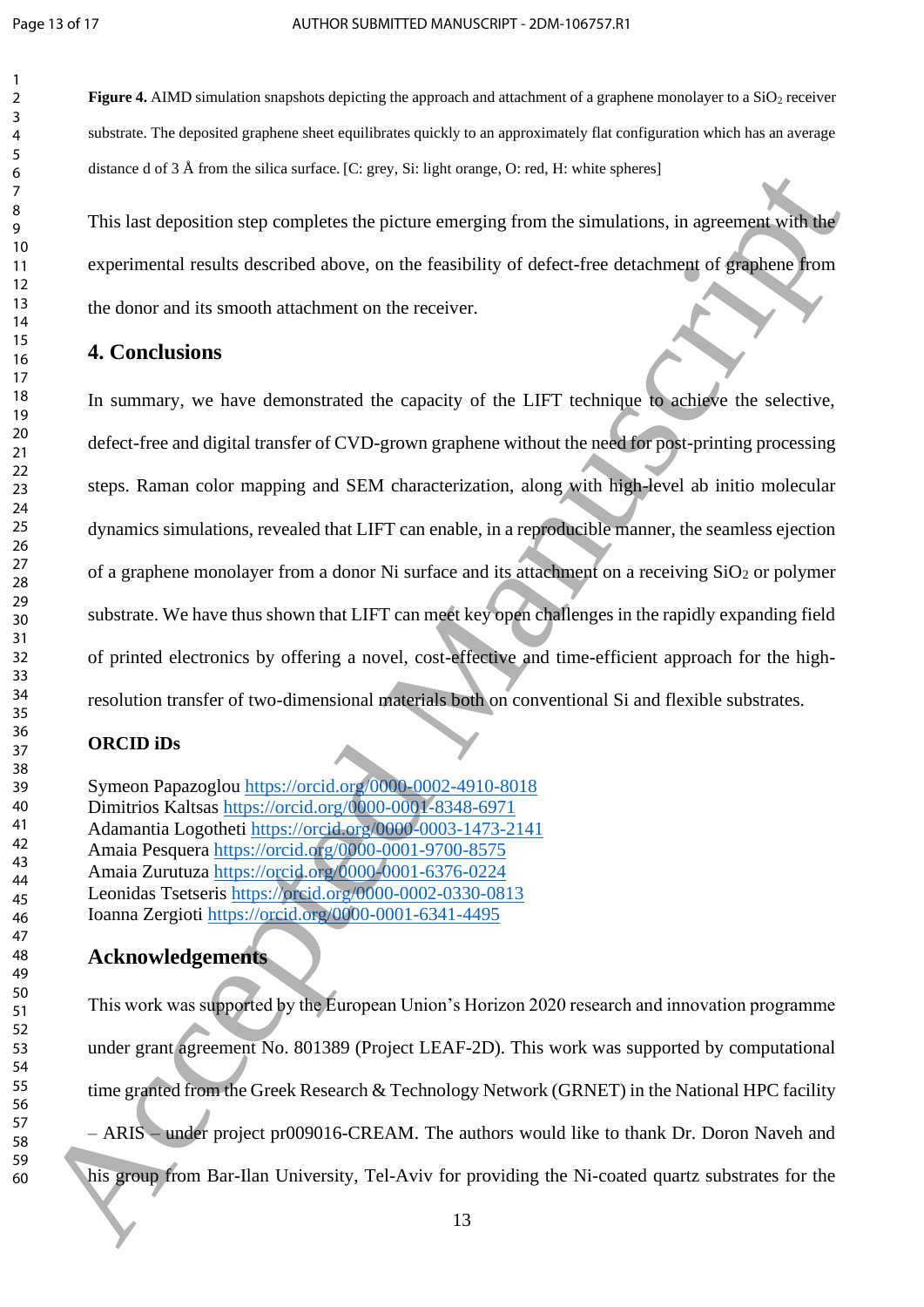**Figure 4.** AIMD simulation snapshots depicting the approach and attachment of a graphene monolayer to a $SiO_2$ receiver substrate. The deposited graphene sheet equilibrates quickly to an approximately flat configuration which has an average distance d of 3 Å from the silica surface. [C: grey, Si: light orange, O: red, H: white spheres]

This last deposition step completes the picture emerging from the simulations, in agreement with the experimental results described above, on the feasibility of defect-free detachment of graphene from the donor and its smooth attachment on the receiver.

## 4. Conclusions

In summary, we have demonstrated the capacity of the LIFT technique to achieve the selective, defect-free and digital transfer of CVD-grown graphene without the need for post-printing processing steps. Raman color mapping and SEM characterization, along with high-level ab initio molecular dynamics simulations, revealed that LIFT can enable, in a reproducible manner, the seamless ejection of a graphene monolayer from a donor Ni surface and its attachment on a receiving $SiO_2$ or polymer substrate. We have thus shown that LIFT can meet key open challenges in the rapidly expanding field of printed electronics by offering a novel, cost-effective and time-efficient approach for the high-resolution transfer of two-dimensional materials both on conventional Si and flexible substrates.

### ORCID iDs

Symeon Papazoglou https://orcid.org/0000-0002-4910-8018
Dimitrios Kaltsas https://orcid.org/0000-0001-8348-6971
Adamantia Logotheti https://orcid.org/0000-0003-1473-2141
Amaia Pesquera https://orcid.org/0000-0001-9700-8575
Amaia Zurutuza https://orcid.org/0000-0001-6376-0224
Leonidas Tsetseris https://orcid.org/0000-0002-0330-0813
Ioanna Zergioti https://orcid.org/0000-0001-6341-4495

## Acknowledgements

This work was supported by the European Union's Horizon 2020 research and innovation programme under grant agreement No. 801389 (Project LEAF-2D). This work was supported by computational time granted from the Greek Research & Technology Network (GRNET) in the National HPC facility – ARIS – under project pr009016-CREAM. The authors would like to thank Dr. Doron Naveh and his group from Bar-Ilan University, Tel-Aviv for providing the Ni-coated quartz substrates for the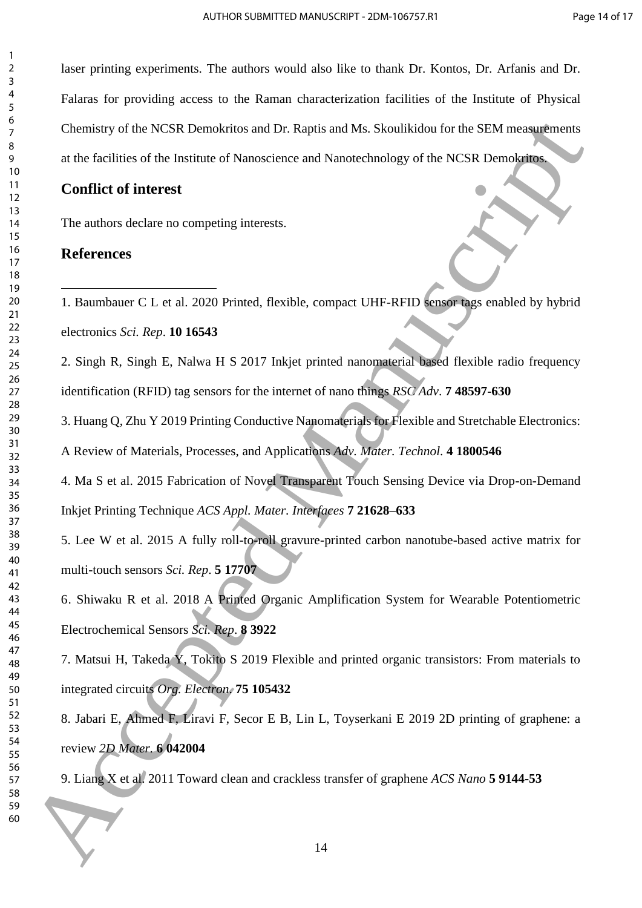laser printing experiments. The authors would also like to thank Dr. Kontos, Dr. Arfanis and Dr. Falaras for providing access to the Raman characterization facilities of the Institute of Physical Chemistry of the NCSR Demokritos and Dr. Raptis and Ms. Skoulikidou for the SEM measurements at the facilities of the Institute of Nanoscience and Nanotechnology of the NCSR Demokritos.

## Conflict of interest

The authors declare no competing interests.

## References

1. Baumbauer C L et al. 2020 Printed, flexible, compact UHF-RFID sensor tags enabled by hybrid electronics *Sci. Rep*. **10 16543**

2. Singh R, Singh E, Nalwa H S 2017 Inkjet printed nanomaterial based flexible radio frequency identification (RFID) tag sensors for the internet of nano things *RSC Adv*. **7 48597-630**

3. Huang Q, Zhu Y 2019 Printing Conductive Nanomaterials for Flexible and Stretchable Electronics: A Review of Materials, Processes, and Applications *Adv. Mater. Technol*. **4 1800546**

4. Ma S et al. 2015 Fabrication of Novel Transparent Touch Sensing Device via Drop-on-Demand Inkjet Printing Technique *ACS Appl. Mater. Interfaces* **7 21628–633**

5. Lee W et al. 2015 A fully roll-to-roll gravure-printed carbon nanotube-based active matrix for multi-touch sensors *Sci. Rep*. **5 17707**

6. Shiwaku R et al. 2018 A Printed Organic Amplification System for Wearable Potentiometric Electrochemical Sensors *Sci. Rep*. **8 3922**

7. Matsui H, Takeda Y, Tokito S 2019 Flexible and printed organic transistors: From materials to integrated circuits *Org. Electron.* **75 105432**

8. Jabari E, Ahmed F, Liravi F, Secor E B, Lin L, Toyserkani E 2019 2D printing of graphene: a review *2D Mater.* **6 042004**

9. Liang X et al. 2011 Toward clean and crackless transfer of graphene *ACS Nano* **5 9144-53**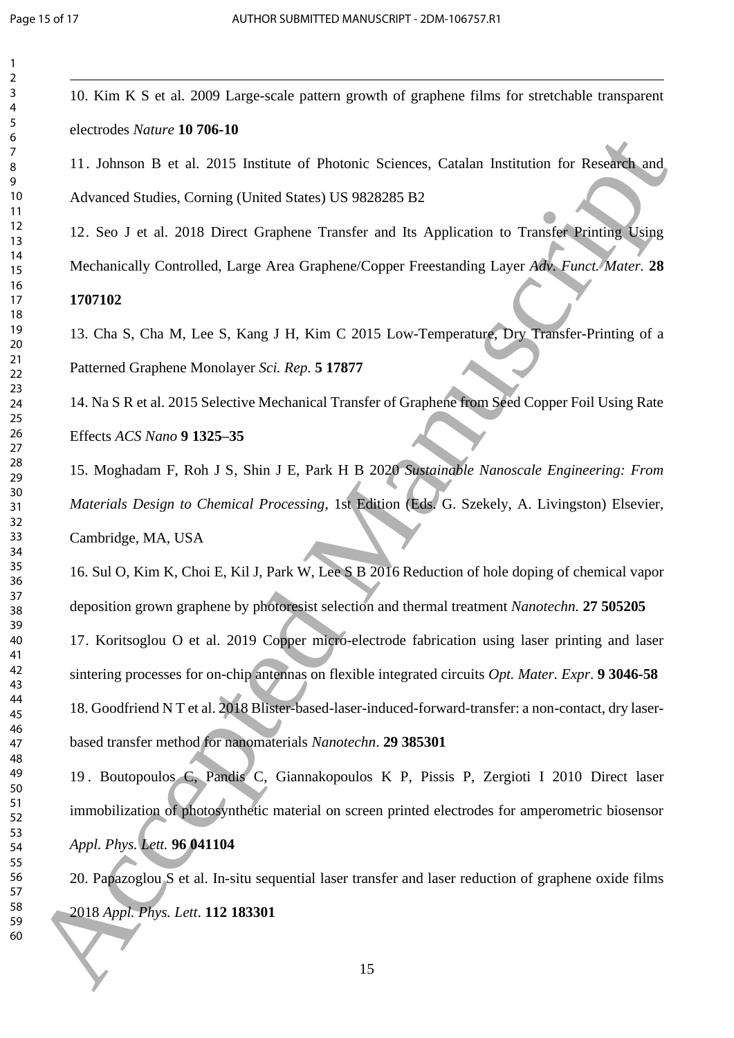10. Kim K S et al. 2009 Large-scale pattern growth of graphene films for stretchable transparent electrodes *Nature* **10 706-10**

11. Johnson B et al. 2015 Institute of Photonic Sciences, Catalan Institution for Research and Advanced Studies, Corning (United States) US 9828285 B2

12. Seo J et al. 2018 Direct Graphene Transfer and Its Application to Transfer Printing Using Mechanically Controlled, Large Area Graphene/Copper Freestanding Layer *Adv. Funct. Mater.* **28 1707102**

13. Cha S, Cha M, Lee S, Kang J H, Kim C 2015 Low-Temperature, Dry Transfer-Printing of a Patterned Graphene Monolayer *Sci. Rep.* **5 17877**

14. Na S R et al. 2015 Selective Mechanical Transfer of Graphene from Seed Copper Foil Using Rate Effects *ACS Nano* **9 1325–35**

15. Moghadam F, Roh J S, Shin J E, Park H B 2020 *Sustainable Nanoscale Engineering: From Materials Design to Chemical Processing*, 1st Edition (Eds. G. Szekely, A. Livingston) Elsevier, Cambridge, MA, USA

16. Sul O, Kim K, Choi E, Kil J, Park W, Lee S B 2016 Reduction of hole doping of chemical vapor deposition grown graphene by photoresist selection and thermal treatment *Nanotechn.* **27 505205**

17. Koritsoglou O et al. 2019 Copper micro-electrode fabrication using laser printing and laser sintering processes for on-chip antennas on flexible integrated circuits *Opt. Mater. Expr*. **9 3046-58**

18. Goodfriend N T et al. 2018 Blister-based-laser-induced-forward-transfer: a non-contact, dry laser-based transfer method for nanomaterials *Nanotechn*. **29 385301**

19. Boutopoulos C, Pandis C, Giannakopoulos K P, Pissis P, Zergioti I 2010 Direct laser immobilization of photosynthetic material on screen printed electrodes for amperometric biosensor *Appl. Phys. Lett.* **96 041104**

20. Papazoglou S et al. In-situ sequential laser transfer and laser reduction of graphene oxide films 2018 *Appl. Phys. Lett*. **112 183301**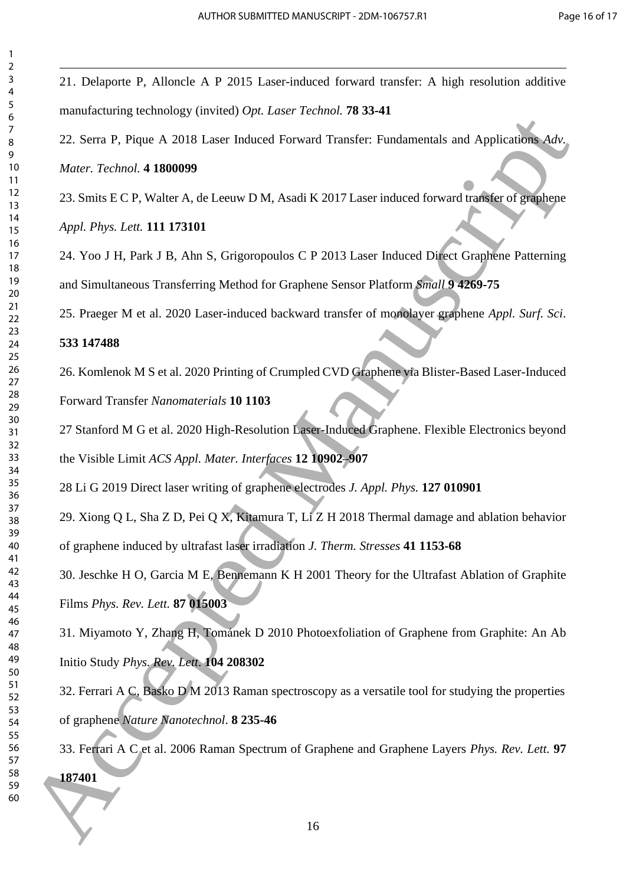21. Delaporte P, Alloncle A P 2015 Laser-induced forward transfer: A high resolution additive manufacturing technology (invited) *Opt. Laser Technol.* **78 33-41**

22. Serra P, Pique A 2018 Laser Induced Forward Transfer: Fundamentals and Applications *Adv. Mater. Technol.* **4 1800099**

23. Smits E C P, Walter A, de Leeuw D M, Asadi K 2017 Laser induced forward transfer of graphene *Appl. Phys. Lett.* **111 173101**

24. Yoo J H, Park J B, Ahn S, Grigoropoulos C P 2013 Laser Induced Direct Graphene Patterning and Simultaneous Transferring Method for Graphene Sensor Platform *Small* **9 4269-75**

25. Praeger M et al. 2020 Laser-induced backward transfer of monolayer graphene *Appl. Surf. Sci.* **533 147488**

26. Komlenok M S et al. 2020 Printing of Crumpled CVD Graphene via Blister-Based Laser-Induced Forward Transfer *Nanomaterials* **10 1103**

27 Stanford M G et al. 2020 High-Resolution Laser-Induced Graphene. Flexible Electronics beyond the Visible Limit *ACS Appl. Mater. Interfaces* **12 10902–907**

28 Li G 2019 Direct laser writing of graphene electrodes *J. Appl. Phys.* **127 010901**

29. Xiong Q L, Sha Z D, Pei Q X, Kitamura T, Li Z H 2018 Thermal damage and ablation behavior of graphene induced by ultrafast laser irradiation *J. Therm. Stresses* **41 1153-68**

30. Jeschke H O, Garcia M E, Bennemann K H 2001 Theory for the Ultrafast Ablation of Graphite Films *Phys. Rev. Lett.* **87 015003**

31. Miyamoto Y, Zhang H, Tománek D 2010 Photoexfoliation of Graphene from Graphite: An Ab Initio Study *Phys. Rev. Lett.* **104 208302**

32. Ferrari A C, Basko D M 2013 Raman spectroscopy as a versatile tool for studying the properties of graphene *Nature Nanotechnol.* **8 235-46**

33. Ferrari A C et al. 2006 Raman Spectrum of Graphene and Graphene Layers *Phys. Rev. Lett.* **97 187401**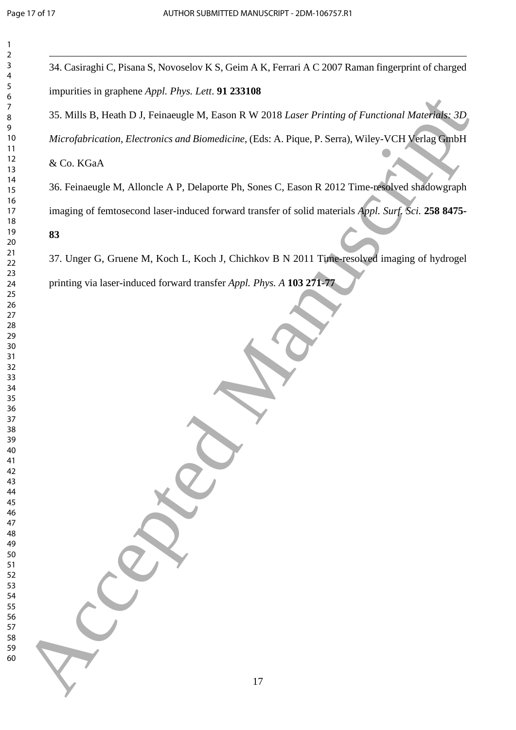34. Casiraghi C, Pisana S, Novoselov K S, Geim A K, Ferrari A C 2007 Raman fingerprint of charged impurities in graphene *Appl. Phys. Lett*. **91 233108**

35. Mills B, Heath D J, Feinaeugle M, Eason R W 2018 *Laser Printing of Functional Materials: 3D Microfabrication, Electronics and Biomedicine*, (Eds: A. Pique, P. Serra), Wiley-VCH Verlag GmbH & Co. KGaA

36. Feinaeugle M, Alloncle A P, Delaporte Ph, Sones C, Eason R 2012 Time-resolved shadowgraph imaging of femtosecond laser-induced forward transfer of solid materials *Appl. Surf. Sci.* **258 8475-83**

37. Unger G, Gruene M, Koch L, Koch J, Chichkov B N 2011 Time-resolved imaging of hydrogel printing via laser-induced forward transfer *Appl. Phys. A* **103 271-77**